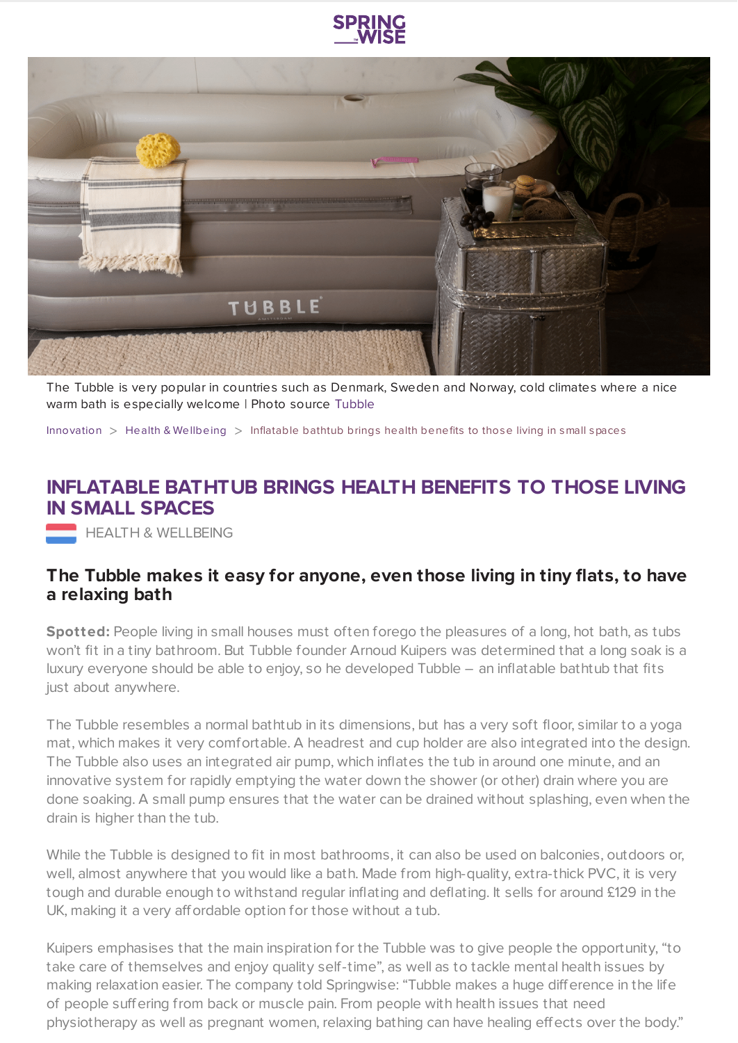The Tubble is very popular in countries such as Denmark, Sweden and Norway, cold climates where a nice warm bath is especially welcome | Photo source Tubble

Innovation > Health & Wellbeing > Inflatable bathtub brings health benefits to those living in small spaces

# INFLATABLE BATHTUB BRINGS HEALTH BENEFITS TO THOSE LIVING IN SMALL SPACES

HEALTH & WELLBEING

### The Tubble makes it easy for anyone, even those living in tiny flats, to have a relaxing bath

**Spotted:** People living in small houses must often forego the pleasures of a long, hot bath, as tubs won't fit in a tiny bathroom. But Tubble founder Arnoud Kuipers was determined that a long soak is a luxury everyone should be able to enjoy, so he developed Tubble – an inflatable bathtub that fits just about anywhere.

The Tubble resembles a normal bathtub in its dimensions, but has a very soft floor, similar to a yoga mat, which makes it very comfortable. A headrest and cup holder are also integrated into the design. The Tubble also uses an integrated air pump, which inflates the tub in around one minute, and an innovative system for rapidly emptying the water down the shower (or other) drain where you are done soaking. A small pump ensures that the water can be drained without splashing, even when the drain is higher than the tub.

While the Tubble is designed to fit in most bathrooms, it can also be used on balconies, outdoors or, well, almost anywhere that you would like a bath. Made from high-quality, extra-thick PVC, it is very tough and durable enough to withstand regular inflating and deflating. It sells for around £129 in the UK, making it a very affordable option for those without a tub.

Kuipers emphasises that the main inspiration for the Tubble was to give people the opportunity, "to take care of themselves and enjoy quality self-time", as well as to tackle mental health issues by making relaxation easier. The company told Springwise: "Tubble makes a huge difference in the life of people suffering from back or muscle pain. From people with health issues that need physiotherapy as well as pregnant women, relaxing bathing can have healing effects over the body."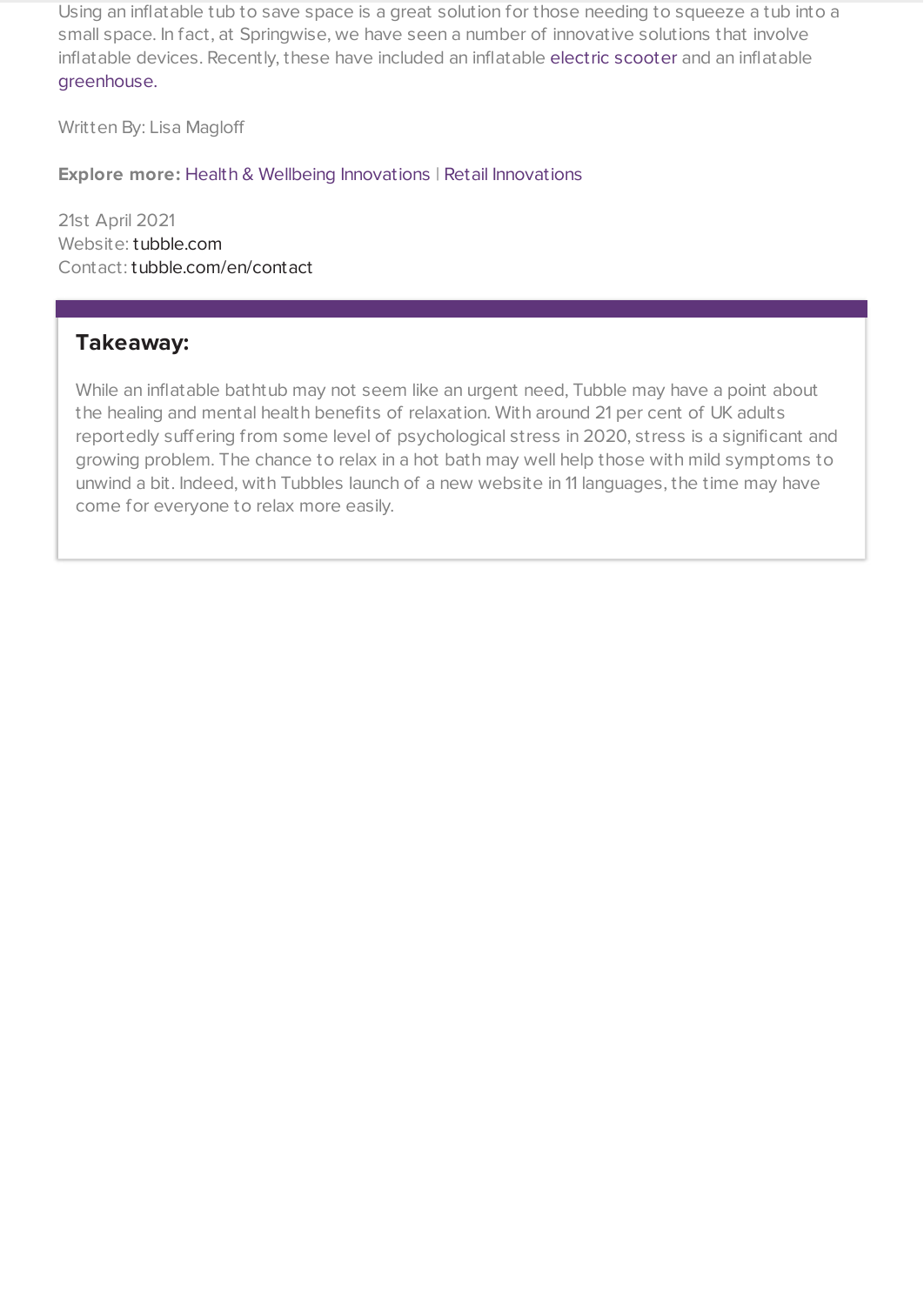Using an inflatable tub to save space is a great solution for those needing to squeeze a tub into a small space. In fact, at Springwise, we have seen a number of innovative solutions that involve inflatable devices. Recently, these have included an inflatable electric scooter and an inflatable greenhouse.

Written By: Lisa Magloff

**Explore more:** Health & Wellbeing Innovations | Retail Innovations

21st April 2021
Website: tubble.com
Contact: tubble.com/en/contact

### Takeaway:

While an inflatable bathtub may not seem like an urgent need, Tubble may have a point about the healing and mental health benefits of relaxation. With around 21 per cent of UK adults reportedly suffering from some level of psychological stress in 2020, stress is a significant and growing problem. The chance to relax in a hot bath may well help those with mild symptoms to unwind a bit. Indeed, with Tubbles launch of a new website in 11 languages, the time may have come for everyone to relax more easily.